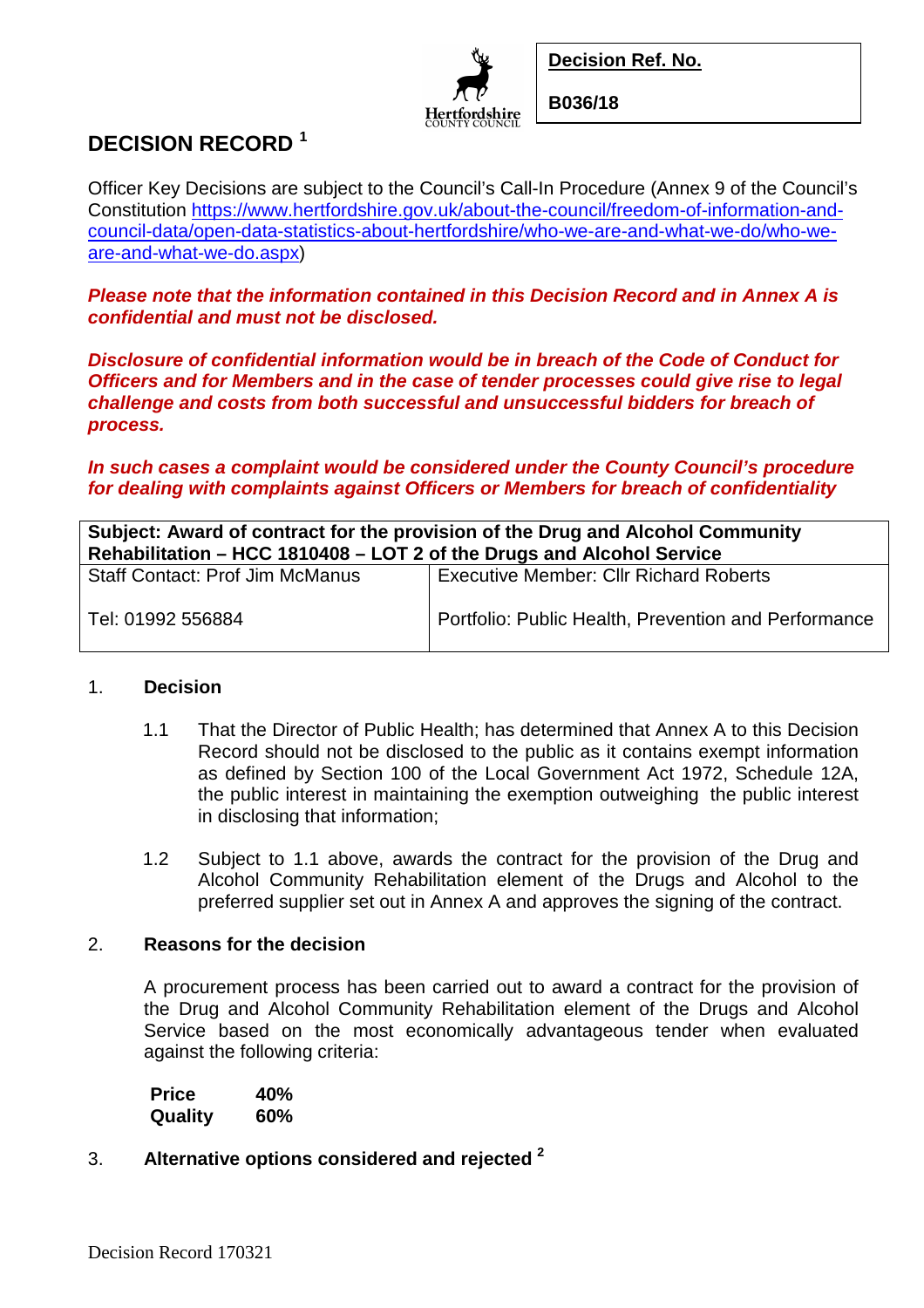| Decision Ref. No. |
| --- |
| B036/18 |

# DECISION RECORD [1]

Officer Key Decisions are subject to the Council's Call-In Procedure (Annex 9 of the Council's Constitution https://www.hertfordshire.gov.uk/about-the-council/freedom-of-information-and-council-data/open-data-statistics-about-hertfordshire/who-we-are-and-what-we-do/who-we-are-and-what-we-do.aspx)

***Please note that the information contained in this Decision Record and in Annex A is confidential and must not be disclosed.***

***Disclosure of confidential information would be in breach of the Code of Conduct for Officers and for Members and in the case of tender processes could give rise to legal challenge and costs from both successful and unsuccessful bidders for breach of process.***

***In such cases a complaint would be considered under the County Council's procedure for dealing with complaints against Officers or Members for breach of confidentiality***

| **Subject: Award of contract for the provision of the Drug and Alcohol Community Rehabilitation – HCC 1810408 – LOT 2 of the Drugs and Alcohol Service** | |
| --- | --- |
| Staff Contact: Prof Jim McManus<br><br>Tel: 01992 556884 | Executive Member: Cllr Richard Roberts<br><br>Portfolio: Public Health, Prevention and Performance |

1. **Decision**

   1.1 That the Director of Public Health; has determined that Annex A to this Decision Record should not be disclosed to the public as it contains exempt information as defined by Section 100 of the Local Government Act 1972, Schedule 12A, the public interest in maintaining the exemption outweighing the public interest in disclosing that information;

   1.2 Subject to 1.1 above, awards the contract for the provision of the Drug and Alcohol Community Rehabilitation element of the Drugs and Alcohol to the preferred supplier set out in Annex A and approves the signing of the contract.

2. **Reasons for the decision**

   A procurement process has been carried out to award a contract for the provision of the Drug and Alcohol Community Rehabilitation element of the Drugs and Alcohol Service based on the most economically advantageous tender when evaluated against the following criteria:

   | **Price** | **40%** |
   | --- | --- |
   | **Quality** | **60%** |

3. **Alternative options considered and rejected [2]**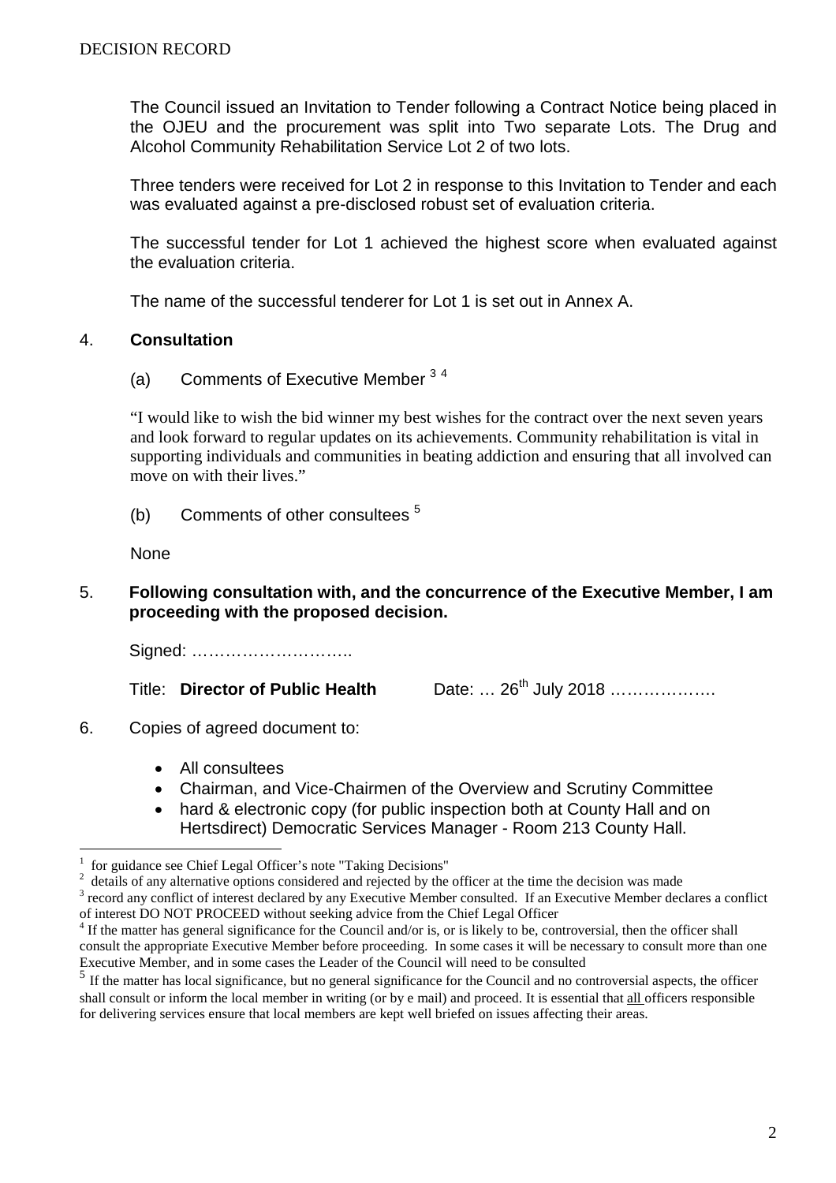The Council issued an Invitation to Tender following a Contract Notice being placed in the OJEU and the procurement was split into Two separate Lots. The Drug and Alcohol Community Rehabilitation Service Lot 2 of two lots.

Three tenders were received for Lot 2 in response to this Invitation to Tender and each was evaluated against a pre-disclosed robust set of evaluation criteria.

The successful tender for Lot 1 achieved the highest score when evaluated against the evaluation criteria.

The name of the successful tenderer for Lot 1 is set out in Annex A.

4. **Consultation**

(a) Comments of Executive Member [3] [4]

"I would like to wish the bid winner my best wishes for the contract over the next seven years and look forward to regular updates on its achievements. Community rehabilitation is vital in supporting individuals and communities in beating addiction and ensuring that all involved can move on with their lives."

(b) Comments of other consultees [5]

None

5. **Following consultation with, and the concurrence of the Executive Member, I am proceeding with the proposed decision.**

Signed: ………………………..

Title: **Director of Public Health** Date: … 26th July 2018 ……………….

6. Copies of agreed document to:

- All consultees
- Chairman, and Vice-Chairmen of the Overview and Scrutiny Committee
- hard & electronic copy (for public inspection both at County Hall and on Hertsdirect) Democratic Services Manager - Room 213 County Hall.

---

[1] for guidance see Chief Legal Officer's note "Taking Decisions"

[2] details of any alternative options considered and rejected by the officer at the time the decision was made

[3] record any conflict of interest declared by any Executive Member consulted. If an Executive Member declares a conflict of interest DO NOT PROCEED without seeking advice from the Chief Legal Officer

[4] If the matter has general significance for the Council and/or is, or is likely to be, controversial, then the officer shall consult the appropriate Executive Member before proceeding. In some cases it will be necessary to consult more than one Executive Member, and in some cases the Leader of the Council will need to be consulted

[5] If the matter has local significance, but no general significance for the Council and no controversial aspects, the officer shall consult or inform the local member in writing (or by e mail) and proceed. It is essential that <u>all</u> officers responsible for delivering services ensure that local members are kept well briefed on issues affecting their areas.